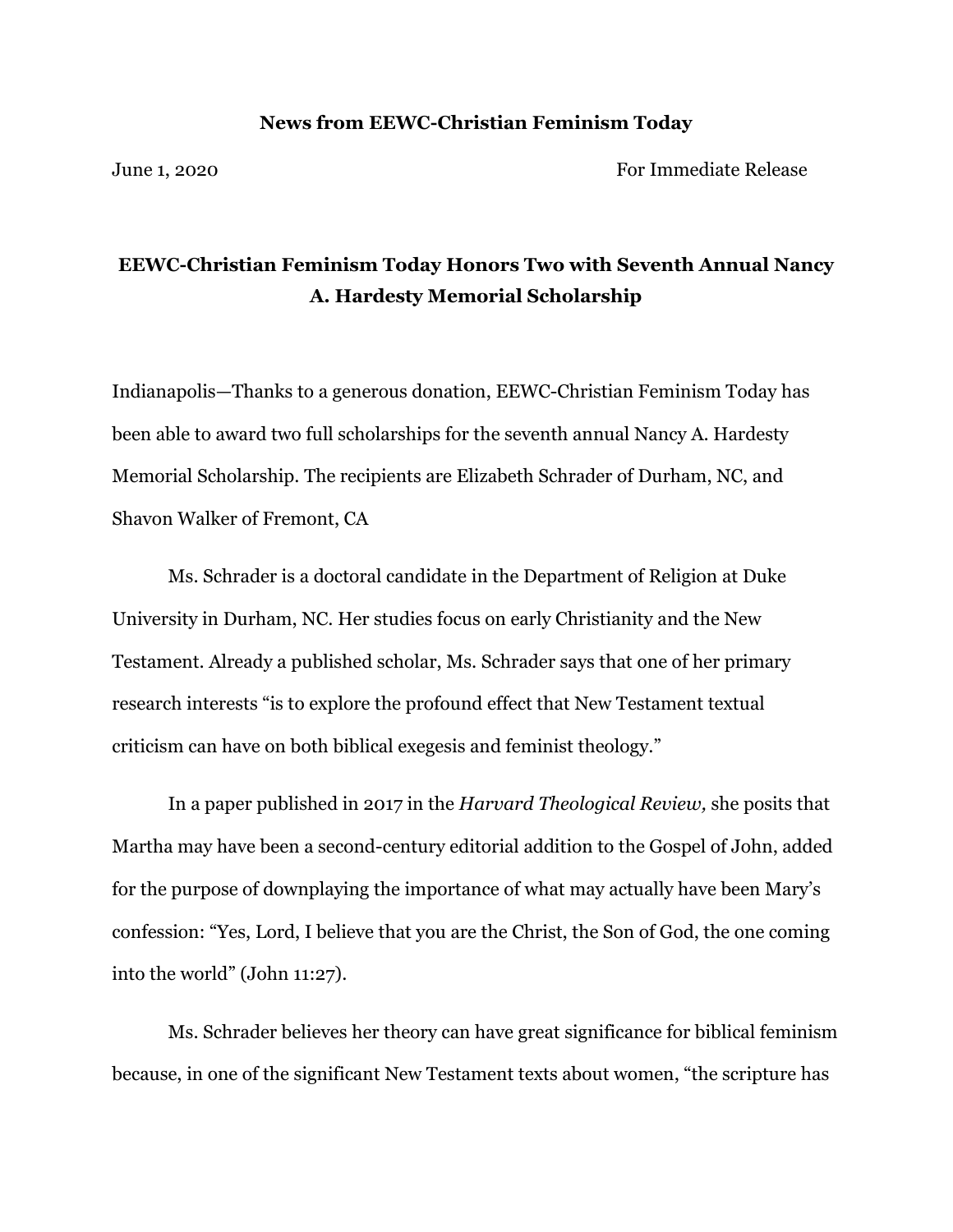**News from EEWC-Christian Feminism Today**

June 1, 2020 For Immediate Release

## EEWC-Christian Feminism Today Honors Two with Seventh Annual Nancy A. Hardesty Memorial Scholarship

Indianapolis—Thanks to a generous donation, EEWC-Christian Feminism Today has been able to award two full scholarships for the seventh annual Nancy A. Hardesty Memorial Scholarship. The recipients are Elizabeth Schrader of Durham, NC, and Shavon Walker of Fremont, CA

Ms. Schrader is a doctoral candidate in the Department of Religion at Duke University in Durham, NC. Her studies focus on early Christianity and the New Testament. Already a published scholar, Ms. Schrader says that one of her primary research interests "is to explore the profound effect that New Testament textual criticism can have on both biblical exegesis and feminist theology."

In a paper published in 2017 in the *Harvard Theological Review,* she posits that Martha may have been a second-century editorial addition to the Gospel of John, added for the purpose of downplaying the importance of what may actually have been Mary's confession: "Yes, Lord, I believe that you are the Christ, the Son of God, the one coming into the world" (John 11:27).

Ms. Schrader believes her theory can have great significance for biblical feminism because, in one of the significant New Testament texts about women, "the scripture has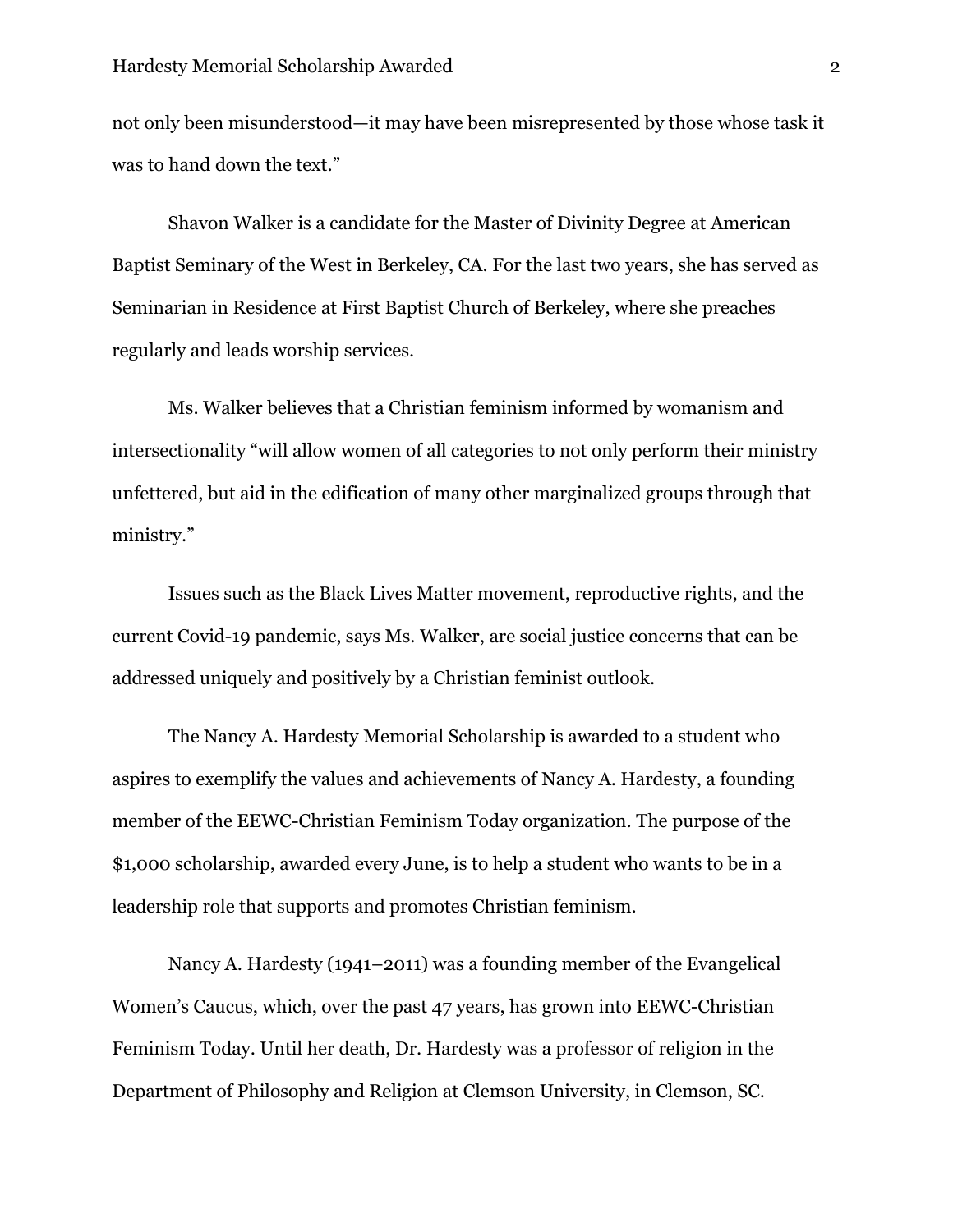not only been misunderstood—it may have been misrepresented by those whose task it was to hand down the text."

Shavon Walker is a candidate for the Master of Divinity Degree at American Baptist Seminary of the West in Berkeley, CA. For the last two years, she has served as Seminarian in Residence at First Baptist Church of Berkeley, where she preaches regularly and leads worship services.

Ms. Walker believes that a Christian feminism informed by womanism and intersectionality "will allow women of all categories to not only perform their ministry unfettered, but aid in the edification of many other marginalized groups through that ministry."

Issues such as the Black Lives Matter movement, reproductive rights, and the current Covid-19 pandemic, says Ms. Walker, are social justice concerns that can be addressed uniquely and positively by a Christian feminist outlook.

The Nancy A. Hardesty Memorial Scholarship is awarded to a student who aspires to exemplify the values and achievements of Nancy A. Hardesty, a founding member of the EEWC-Christian Feminism Today organization. The purpose of the $1,000 scholarship, awarded every June, is to help a student who wants to be in a leadership role that supports and promotes Christian feminism.

Nancy A. Hardesty (1941–2011) was a founding member of the Evangelical Women's Caucus, which, over the past 47 years, has grown into EEWC-Christian Feminism Today. Until her death, Dr. Hardesty was a professor of religion in the Department of Philosophy and Religion at Clemson University, in Clemson, SC.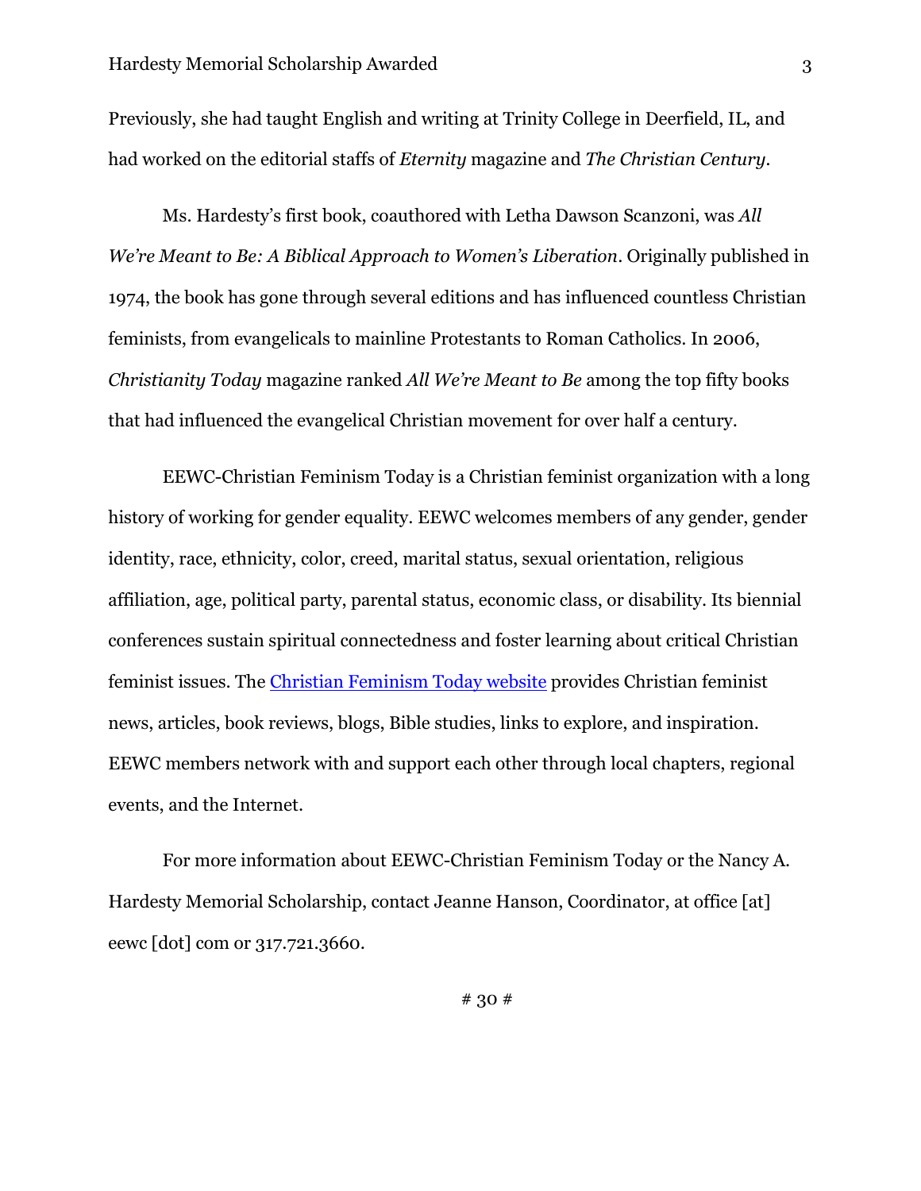Previously, she had taught English and writing at Trinity College in Deerfield, IL, and had worked on the editorial staffs of *Eternity* magazine and *The Christian Century*.

Ms. Hardesty's first book, coauthored with Letha Dawson Scanzoni, was *All We're Meant to Be: A Biblical Approach to Women's Liberation*. Originally published in 1974, the book has gone through several editions and has influenced countless Christian feminists, from evangelicals to mainline Protestants to Roman Catholics. In 2006, *Christianity Today* magazine ranked *All We're Meant to Be* among the top fifty books that had influenced the evangelical Christian movement for over half a century.

EEWC-Christian Feminism Today is a Christian feminist organization with a long history of working for gender equality. EEWC welcomes members of any gender, gender identity, race, ethnicity, color, creed, marital status, sexual orientation, religious affiliation, age, political party, parental status, economic class, or disability. Its biennial conferences sustain spiritual connectedness and foster learning about critical Christian feminist issues. The Christian Feminism Today website provides Christian feminist news, articles, book reviews, blogs, Bible studies, links to explore, and inspiration. EEWC members network with and support each other through local chapters, regional events, and the Internet.

For more information about EEWC-Christian Feminism Today or the Nancy A. Hardesty Memorial Scholarship, contact Jeanne Hanson, Coordinator, at office [at] eewc [dot] com or 317.721.3660.

# 30 #